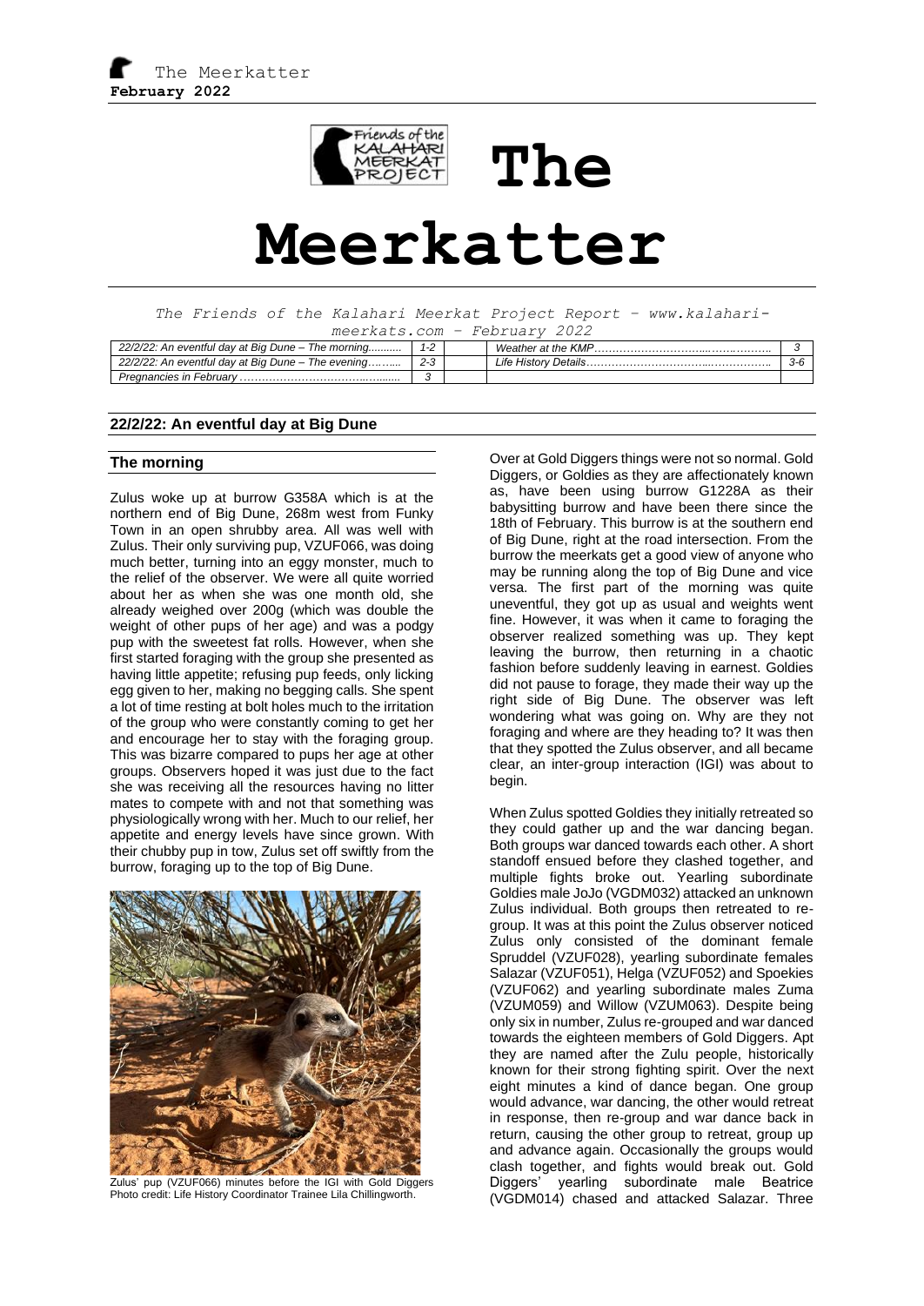# The Meerkatter

*The Friends of the Kalahari Meerkat Project Report – www.kalahari-meerkats.com – February 2022*

| | | | | |
|---|---|---|---|---|
| *22/2/22: An eventful day at Big Dune – The morning*.......... | *1-2* | | *Weather at the KMP*………………………………………… | *3* |
| *22/2/22: An eventful day at Big Dune – The evening*……..... | *2-3* | | *Life History Details*……………………………………………… | *3-6* |
| *Pregnancies in February*……………………………………. | *3* | | | |

## 22/2/22: An eventful day at Big Dune

### The morning

Zulus woke up at burrow G358A which is at the northern end of Big Dune, 268m west from Funky Town in an open shrubby area. All was well with Zulus. Their only surviving pup, VZUF066, was doing much better, turning into an eggy monster, much to the relief of the observer. We were all quite worried about her as when she was one month old, she already weighed over 200g (which was double the weight of other pups of her age) and was a podgy pup with the sweetest fat rolls. However, when she first started foraging with the group she presented as having little appetite; refusing pup feeds, only licking egg given to her, making no begging calls. She spent a lot of time resting at bolt holes much to the irritation of the group who were constantly coming to get her and encourage her to stay with the foraging group. This was bizarre compared to pups her age at other groups. Observers hoped it was just due to the fact she was receiving all the resources having no litter mates to compete with and not that something was physiologically wrong with her. Much to our relief, her appetite and energy levels have since grown. With their chubby pup in tow, Zulus set off swiftly from the burrow, foraging up to the top of Big Dune.

Zulus' pup (VZUF066) minutes before the IGI with Gold Diggers Photo credit: Life History Coordinator Trainee Lila Chillingworth.

Over at Gold Diggers things were not so normal. Gold Diggers, or Goldies as they are affectionately known as, have been using burrow G1228A as their babysitting burrow and have been there since the 18th of February. This burrow is at the southern end of Big Dune, right at the road intersection. From the burrow the meerkats get a good view of anyone who may be running along the top of Big Dune and vice versa. The first part of the morning was quite uneventful, they got up as usual and weights went fine. However, it was when it came to foraging the observer realized something was up. They kept leaving the burrow, then returning in a chaotic fashion before suddenly leaving in earnest. Goldies did not pause to forage, they made their way up the right side of Big Dune. The observer was left wondering what was going on. Why are they not foraging and where are they heading to? It was then that they spotted the Zulus observer, and all became clear, an inter-group interaction (IGI) was about to begin.

When Zulus spotted Goldies they initially retreated so they could gather up and the war dancing began. Both groups war danced towards each other. A short standoff ensued before they clashed together, and multiple fights broke out. Yearling subordinate Goldies male JoJo (VGDM032) attacked an unknown Zulus individual. Both groups then retreated to re-group. It was at this point the Zulus observer noticed Zulus only consisted of the dominant female Spruddel (VZUF028), yearling subordinate females Salazar (VZUF051), Helga (VZUF052) and Spoekies (VZUF062) and yearling subordinate males Zuma (VZUM059) and Willow (VZUM063). Despite being only six in number, Zulus re-grouped and war danced towards the eighteen members of Gold Diggers. Apt they are named after the Zulu people, historically known for their strong fighting spirit. Over the next eight minutes a kind of dance began. One group would advance, war dancing, the other would retreat in response, then re-group and war dance back in return, causing the other group to retreat, group up and advance again. Occasionally the groups would clash together, and fights would break out. Gold Diggers' yearling subordinate male Beatrice (VGDM014) chased and attacked Salazar. Three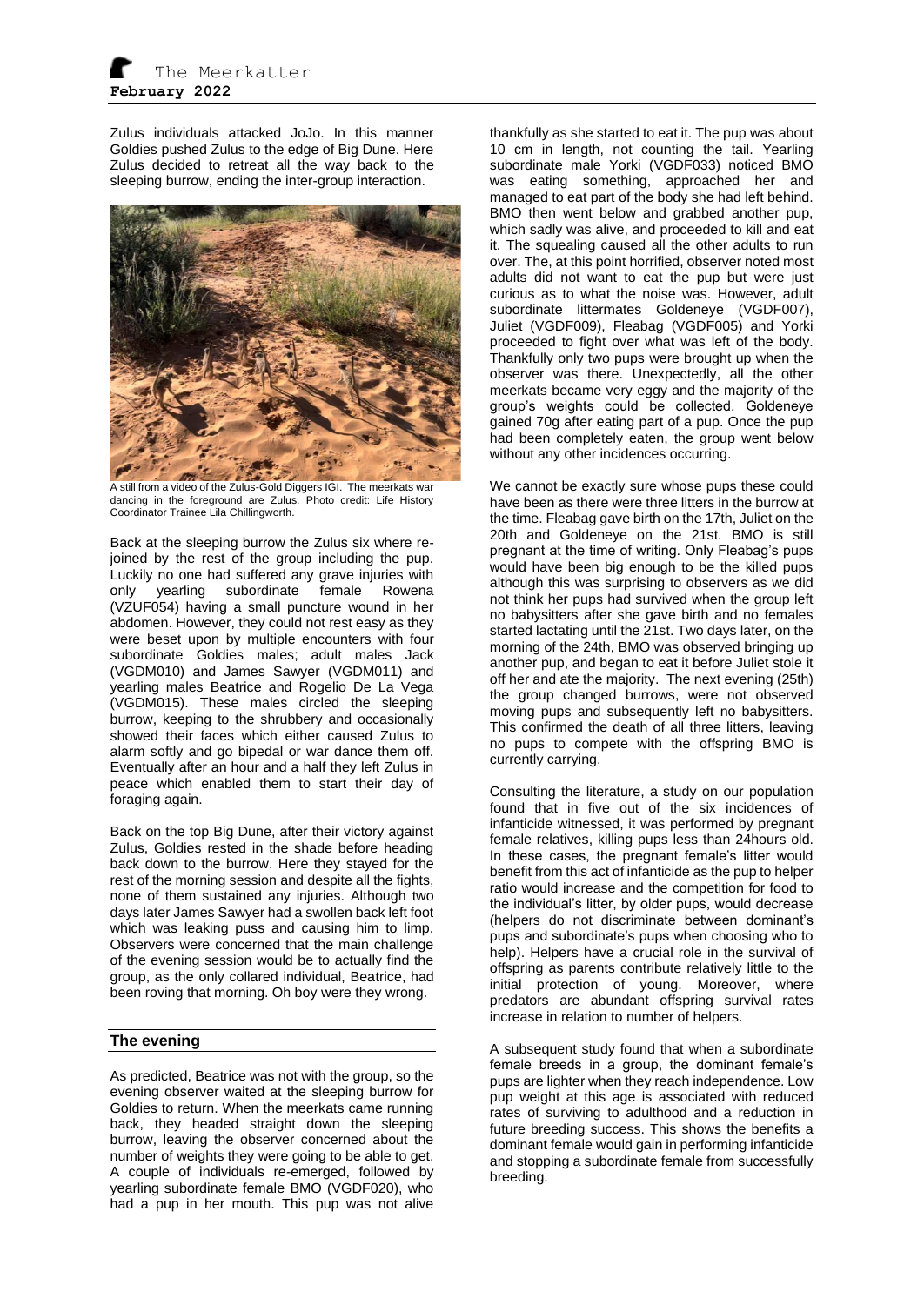Zulus individuals attacked JoJo. In this manner Goldies pushed Zulus to the edge of Big Dune. Here Zulus decided to retreat all the way back to the sleeping burrow, ending the inter-group interaction.

A still from a video of the Zulus-Gold Diggers IGI. The meerkats war dancing in the foreground are Zulus. Photo credit: Life History Coordinator Trainee Lila Chillingworth.

Back at the sleeping burrow the Zulus six where re-joined by the rest of the group including the pup. Luckily no one had suffered any grave injuries with only yearling subordinate female Rowena (VZUF054) having a small puncture wound in her abdomen. However, they could not rest easy as they were beset upon by multiple encounters with four subordinate Goldies males; adult males Jack (VGDM010) and James Sawyer (VGDM011) and yearling males Beatrice and Rogelio De La Vega (VGDM015). These males circled the sleeping burrow, keeping to the shrubbery and occasionally showed their faces which either caused Zulus to alarm softly and go bipedal or war dance them off. Eventually after an hour and a half they left Zulus in peace which enabled them to start their day of foraging again.

Back on the top Big Dune, after their victory against Zulus, Goldies rested in the shade before heading back down to the burrow. Here they stayed for the rest of the morning session and despite all the fights, none of them sustained any injuries. Although two days later James Sawyer had a swollen back left foot which was leaking puss and causing him to limp. Observers were concerned that the main challenge of the evening session would be to actually find the group, as the only collared individual, Beatrice, had been roving that morning. Oh boy were they wrong.

## The evening

As predicted, Beatrice was not with the group, so the evening observer waited at the sleeping burrow for Goldies to return. When the meerkats came running back, they headed straight down the sleeping burrow, leaving the observer concerned about the number of weights they were going to be able to get. A couple of individuals re-emerged, followed by yearling subordinate female BMO (VGDF020), who had a pup in her mouth. This pup was not alive thankfully as she started to eat it. The pup was about 10 cm in length, not counting the tail. Yearling subordinate male Yorki (VGDF033) noticed BMO was eating something, approached her and managed to eat part of the body she had left behind. BMO then went below and grabbed another pup, which sadly was alive, and proceeded to kill and eat it. The squealing caused all the other adults to run over. The, at this point horrified, observer noted most adults did not want to eat the pup but were just curious as to what the noise was. However, adult subordinate littermates Goldeneye (VGDF007), Juliet (VGDF009), Fleabag (VGDF005) and Yorki proceeded to fight over what was left of the body. Thankfully only two pups were brought up when the observer was there. Unexpectedly, all the other meerkats became very eggy and the majority of the group's weights could be collected. Goldeneye gained 70g after eating part of a pup. Once the pup had been completely eaten, the group went below without any other incidences occurring.

We cannot be exactly sure whose pups these could have been as there were three litters in the burrow at the time. Fleabag gave birth on the 17th, Juliet on the 20th and Goldeneye on the 21st. BMO is still pregnant at the time of writing. Only Fleabag's pups would have been big enough to be the killed pups although this was surprising to observers as we did not think her pups had survived when the group left no babysitters after she gave birth and no females started lactating until the 21st. Two days later, on the morning of the 24th, BMO was observed bringing up another pup, and began to eat it before Juliet stole it off her and ate the majority. The next evening (25th) the group changed burrows, were not observed moving pups and subsequently left no babysitters. This confirmed the death of all three litters, leaving no pups to compete with the offspring BMO is currently carrying.

Consulting the literature, a study on our population found that in five out of the six incidences of infanticide witnessed, it was performed by pregnant female relatives, killing pups less than 24hours old. In these cases, the pregnant female's litter would benefit from this act of infanticide as the pup to helper ratio would increase and the competition for food to the individual's litter, by older pups, would decrease (helpers do not discriminate between dominant's pups and subordinate's pups when choosing who to help). Helpers have a crucial role in the survival of offspring as parents contribute relatively little to the initial protection of young. Moreover, where predators are abundant offspring survival rates increase in relation to number of helpers.

A subsequent study found that when a subordinate female breeds in a group, the dominant female's pups are lighter when they reach independence. Low pup weight at this age is associated with reduced rates of surviving to adulthood and a reduction in future breeding success. This shows the benefits a dominant female would gain in performing infanticide and stopping a subordinate female from successfully breeding.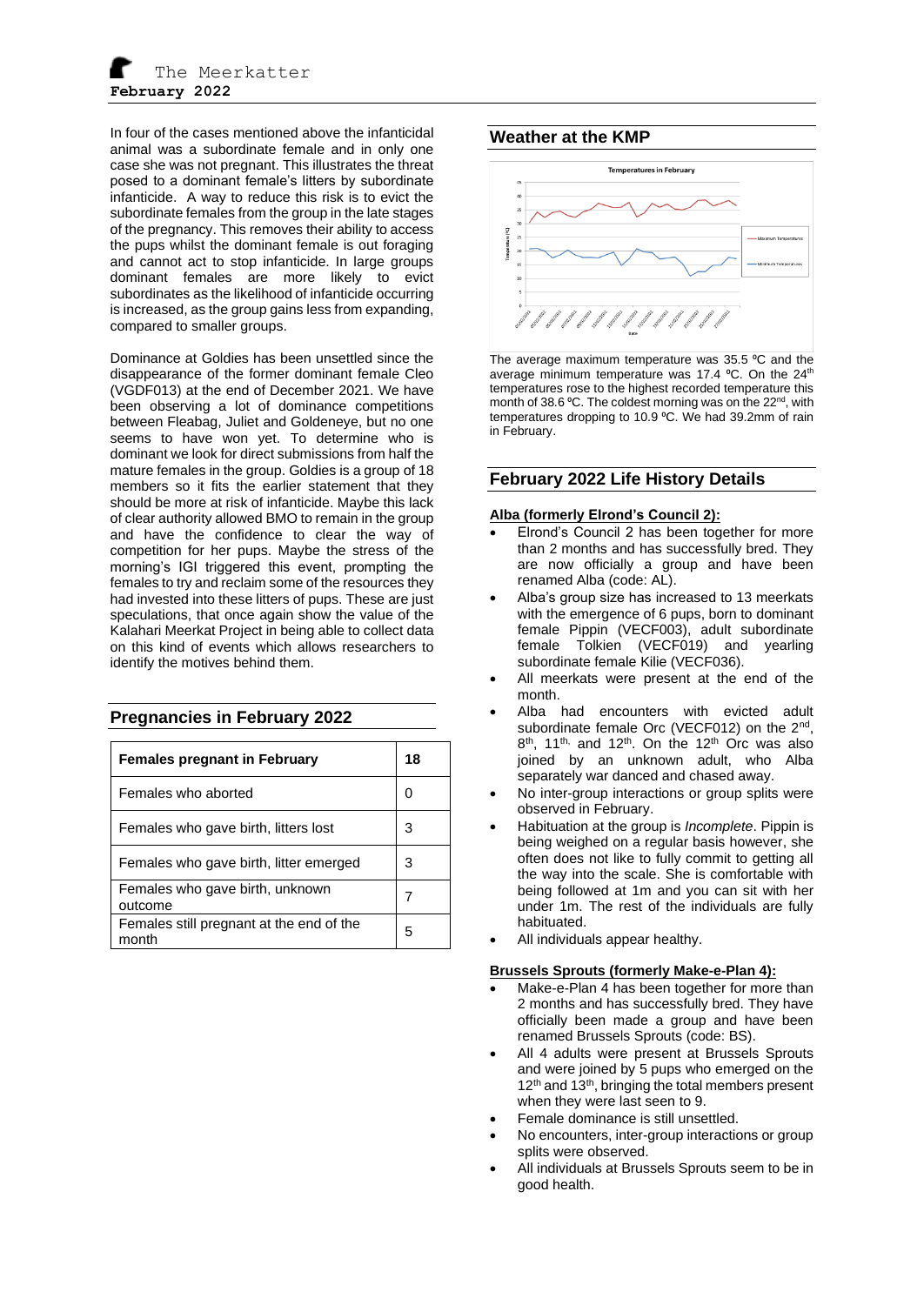In four of the cases mentioned above the infanticidal animal was a subordinate female and in only one case she was not pregnant. This illustrates the threat posed to a dominant female's litters by subordinate infanticide. A way to reduce this risk is to evict the subordinate females from the group in the late stages of the pregnancy. This removes their ability to access the pups whilst the dominant female is out foraging and cannot act to stop infanticide. In large groups dominant females are more likely to evict subordinates as the likelihood of infanticide occurring is increased, as the group gains less from expanding, compared to smaller groups.

Dominance at Goldies has been unsettled since the disappearance of the former dominant female Cleo (VGDF013) at the end of December 2021. We have been observing a lot of dominance competitions between Fleabag, Juliet and Goldeneye, but no one seems to have won yet. To determine who is dominant we look for direct submissions from half the mature females in the group. Goldies is a group of 18 members so it fits the earlier statement that they should be more at risk of infanticide. Maybe this lack of clear authority allowed BMO to remain in the group and have the confidence to clear the way of competition for her pups. Maybe the stress of the morning's IGI triggered this event, prompting the females to try and reclaim some of the resources they had invested into these litters of pups. These are just speculations, that once again show the value of the Kalahari Meerkat Project in being able to collect data on this kind of events which allows researchers to identify the motives behind them.

## Pregnancies in February 2022

| Females pregnant in February | 18 |
|---|---|
| Females who aborted | 0 |
| Females who gave birth, litters lost | 3 |
| Females who gave birth, litter emerged | 3 |
| Females who gave birth, unknown outcome | 7 |
| Females still pregnant at the end of the month | 5 |

## Weather at the KMP

The average maximum temperature was 35.5 ºC and the average minimum temperature was 17.4 ºC. On the 24th temperatures rose to the highest recorded temperature this month of 38.6 ºC. The coldest morning was on the 22nd, with temperatures dropping to 10.9 ºC. We had 39.2mm of rain in February.

## February 2022 Life History Details

### Alba (formerly Elrond's Council 2):

- Elrond's Council 2 has been together for more than 2 months and has successfully bred. They are now officially a group and have been renamed Alba (code: AL).
- Alba's group size has increased to 13 meerkats with the emergence of 6 pups, born to dominant female Pippin (VECF003), adult subordinate female Tolkien (VECF019) and yearling subordinate female Kilie (VECF036).
- All meerkats were present at the end of the month.
- Alba had encounters with evicted adult subordinate female Orc (VECF012) on the 2nd, 8th, 11th, and 12th. On the 12th Orc was also joined by an unknown adult, who Alba separately war danced and chased away.
- No inter-group interactions or group splits were observed in February.
- Habituation at the group is *Incomplete*. Pippin is being weighed on a regular basis however, she often does not like to fully commit to getting all the way into the scale. She is comfortable with being followed at 1m and you can sit with her under 1m. The rest of the individuals are fully habituated.
- All individuals appear healthy.

### Brussels Sprouts (formerly Make-e-Plan 4):

- Make-e-Plan 4 has been together for more than 2 months and has successfully bred. They have officially been made a group and have been renamed Brussels Sprouts (code: BS).
- All 4 adults were present at Brussels Sprouts and were joined by 5 pups who emerged on the 12th and 13th, bringing the total members present when they were last seen to 9.
- Female dominance is still unsettled.
- No encounters, inter-group interactions or group splits were observed.
- All individuals at Brussels Sprouts seem to be in good health.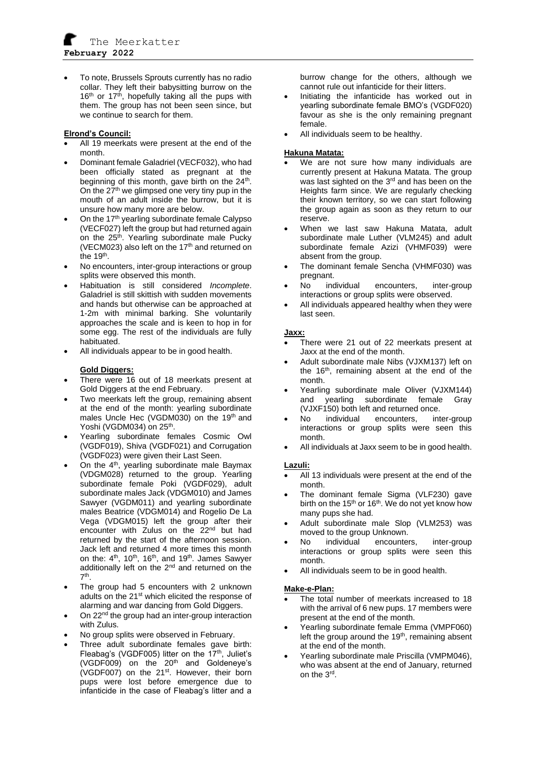- To note, Brussels Sprouts currently has no radio collar. They left their babysitting burrow on the 16th or 17th, hopefully taking all the pups with them. The group has not been seen since, but we continue to search for them.

**Elrond's Council:**

- All 19 meerkats were present at the end of the month.
- Dominant female Galadriel (VECF032), who had been officially stated as pregnant at the beginning of this month, gave birth on the 24th. On the 27th we glimpsed one very tiny pup in the mouth of an adult inside the burrow, but it is unsure how many more are below.
- On the 17th yearling subordinate female Calypso (VECF027) left the group but had returned again on the 25th. Yearling subordinate male Pucky (VECM023) also left on the 17th and returned on the 19th.
- No encounters, inter-group interactions or group splits were observed this month.
- Habituation is still considered *Incomplete*. Galadriel is still skittish with sudden movements and hands but otherwise can be approached at 1-2m with minimal barking. She voluntarily approaches the scale and is keen to hop in for some egg. The rest of the individuals are fully habituated.
- All individuals appear to be in good health.

**Gold Diggers:**

- There were 16 out of 18 meerkats present at Gold Diggers at the end February.
- Two meerkats left the group, remaining absent at the end of the month: yearling subordinate males Uncle Hec (VGDM030) on the 19th and Yoshi (VGDM034) on 25th.
- Yearling subordinate females Cosmic Owl (VGDF019), Shiva (VGDF021) and Corrugation (VGDF023) were given their Last Seen.
- On the 4th, yearling subordinate male Baymax (VDGM028) returned to the group. Yearling subordinate female Poki (VGDF029), adult subordinate males Jack (VDGM010) and James Sawyer (VGDM011) and yearling subordinate males Beatrice (VDGM014) and Rogelio De La Vega (VDGM015) left the group after their encounter with Zulus on the 22nd but had returned by the start of the afternoon session. Jack left and returned 4 more times this month on the: 4th, 10th, 16th, and 19th. James Sawyer additionally left on the 2nd and returned on the 7th.
- The group had 5 encounters with 2 unknown adults on the 21st which elicited the response of alarming and war dancing from Gold Diggers.
- On 22nd the group had an inter-group interaction with Zulus.
- No group splits were observed in February.
- Three adult subordinate females gave birth: Fleabag's (VGDF005) litter on the 17th, Juliet's (VGDF009) on the 20th and Goldeneye's (VGDF007) on the 21st. However, their born pups were lost before emergence due to infanticide in the case of Fleabag's litter and a burrow change for the others, although we cannot rule out infanticide for their litters.
- Initiating the infanticide has worked out in yearling subordinate female BMO's (VGDF020) favour as she is the only remaining pregnant female.
- All individuals seem to be healthy.

**Hakuna Matata:**

- We are not sure how many individuals are currently present at Hakuna Matata. The group was last sighted on the 3rd and has been on the Heights farm since. We are regularly checking their known territory, so we can start following the group again as soon as they return to our reserve.
- When we last saw Hakuna Matata, adult subordinate male Luther (VLM245) and adult subordinate female Azizi (VHMF039) were absent from the group.
- The dominant female Sencha (VHMF030) was pregnant.
- No individual encounters, inter-group interactions or group splits were observed.
- All individuals appeared healthy when they were last seen.

**Jaxx:**

- There were 21 out of 22 meerkats present at Jaxx at the end of the month.
- Adult subordinate male Nibs (VJXM137) left on the 16th, remaining absent at the end of the month.
- Yearling subordinate male Oliver (VJXM144) and yearling subordinate female Gray (VJXF150) both left and returned once.
- No individual encounters, inter-group interactions or group splits were seen this month.
- All individuals at Jaxx seem to be in good health.

**Lazuli:**

- All 13 individuals were present at the end of the month.
- The dominant female Sigma (VLF230) gave birth on the 15th or 16th. We do not yet know how many pups she had.
- Adult subordinate male Slop (VLM253) was moved to the group Unknown.
- No individual encounters, inter-group interactions or group splits were seen this month.
- All individuals seem to be in good health.

**Make-e-Plan:**

- The total number of meerkats increased to 18 with the arrival of 6 new pups. 17 members were present at the end of the month.
- Yearling subordinate female Emma (VMPF060) left the group around the 19th, remaining absent at the end of the month.
- Yearling subordinate male Priscilla (VMPM046), who was absent at the end of January, returned on the 3rd.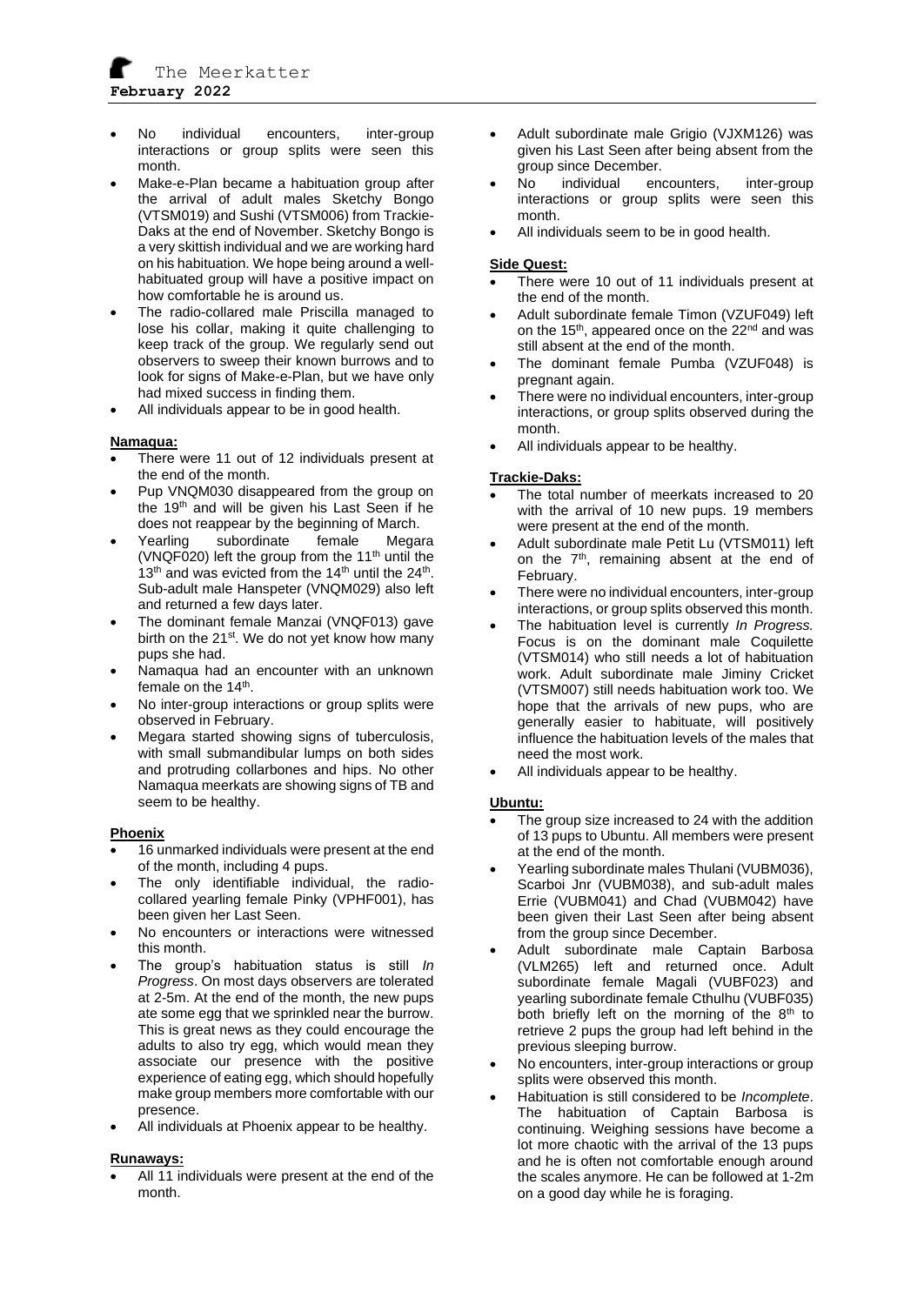- No individual encounters, inter-group interactions or group splits were seen this month.
- Make-e-Plan became a habituation group after the arrival of adult males Sketchy Bongo (VTSM019) and Sushi (VTSM006) from Trackie-Daks at the end of November. Sketchy Bongo is a very skittish individual and we are working hard on his habituation. We hope being around a well-habituated group will have a positive impact on how comfortable he is around us.
- The radio-collared male Priscilla managed to lose his collar, making it quite challenging to keep track of the group. We regularly send out observers to sweep their known burrows and to look for signs of Make-e-Plan, but we have only had mixed success in finding them.
- All individuals appear to be in good health.

**Namaqua:**

- There were 11 out of 12 individuals present at the end of the month.
- Pup VNQM030 disappeared from the group on the 19th and will be given his Last Seen if he does not reappear by the beginning of March.
- Yearling subordinate female Megara (VNQF020) left the group from the 11th until the 13th and was evicted from the 14th until the 24th. Sub-adult male Hanspeter (VNQM029) also left and returned a few days later.
- The dominant female Manzai (VNQF013) gave birth on the 21st. We do not yet know how many pups she had.
- Namaqua had an encounter with an unknown female on the 14th.
- No inter-group interactions or group splits were observed in February.
- Megara started showing signs of tuberculosis, with small submandibular lumps on both sides and protruding collarbones and hips. No other Namaqua meerkats are showing signs of TB and seem to be healthy.

**Phoenix**

- 16 unmarked individuals were present at the end of the month, including 4 pups.
- The only identifiable individual, the radio-collared yearling female Pinky (VPHF001), has been given her Last Seen.
- No encounters or interactions were witnessed this month.
- The group's habituation status is still *In Progress*. On most days observers are tolerated at 2-5m. At the end of the month, the new pups ate some egg that we sprinkled near the burrow. This is great news as they could encourage the adults to also try egg, which would mean they associate our presence with the positive experience of eating egg, which should hopefully make group members more comfortable with our presence.
- All individuals at Phoenix appear to be healthy.

**Runaways:**

- All 11 individuals were present at the end of the month.
- Adult subordinate male Grigio (VJXM126) was given his Last Seen after being absent from the group since December.
- No individual encounters, inter-group interactions or group splits were seen this month.
- All individuals seem to be in good health.

**Side Quest:**

- There were 10 out of 11 individuals present at the end of the month.
- Adult subordinate female Timon (VZUF049) left on the 15th, appeared once on the 22nd and was still absent at the end of the month.
- The dominant female Pumba (VZUF048) is pregnant again.
- There were no individual encounters, inter-group interactions, or group splits observed during the month.
- All individuals appear to be healthy.

**Trackie-Daks:**

- The total number of meerkats increased to 20 with the arrival of 10 new pups. 19 members were present at the end of the month.
- Adult subordinate male Petit Lu (VTSM011) left on the 7th, remaining absent at the end of February.
- There were no individual encounters, inter-group interactions, or group splits observed this month.
- The habituation level is currently *In Progress.* Focus is on the dominant male Coquilette (VTSM014) who still needs a lot of habituation work. Adult subordinate male Jiminy Cricket (VTSM007) still needs habituation work too. We hope that the arrivals of new pups, who are generally easier to habituate, will positively influence the habituation levels of the males that need the most work.
- All individuals appear to be healthy.

**Ubuntu:**

- The group size increased to 24 with the addition of 13 pups to Ubuntu. All members were present at the end of the month.
- Yearling subordinate males Thulani (VUBM036), Scarboi Jnr (VUBM038), and sub-adult males Errie (VUBM041) and Chad (VUBM042) have been given their Last Seen after being absent from the group since December.
- Adult subordinate male Captain Barbosa (VLM265) left and returned once. Adult subordinate female Magali (VUBF023) and yearling subordinate female Cthulhu (VUBF035) both briefly left on the morning of the 8th to retrieve 2 pups the group had left behind in the previous sleeping burrow.
- No encounters, inter-group interactions or group splits were observed this month.
- Habituation is still considered to be *Incomplete*. The habituation of Captain Barbosa is continuing. Weighing sessions have become a lot more chaotic with the arrival of the 13 pups and he is often not comfortable enough around the scales anymore. He can be followed at 1-2m on a good day while he is foraging.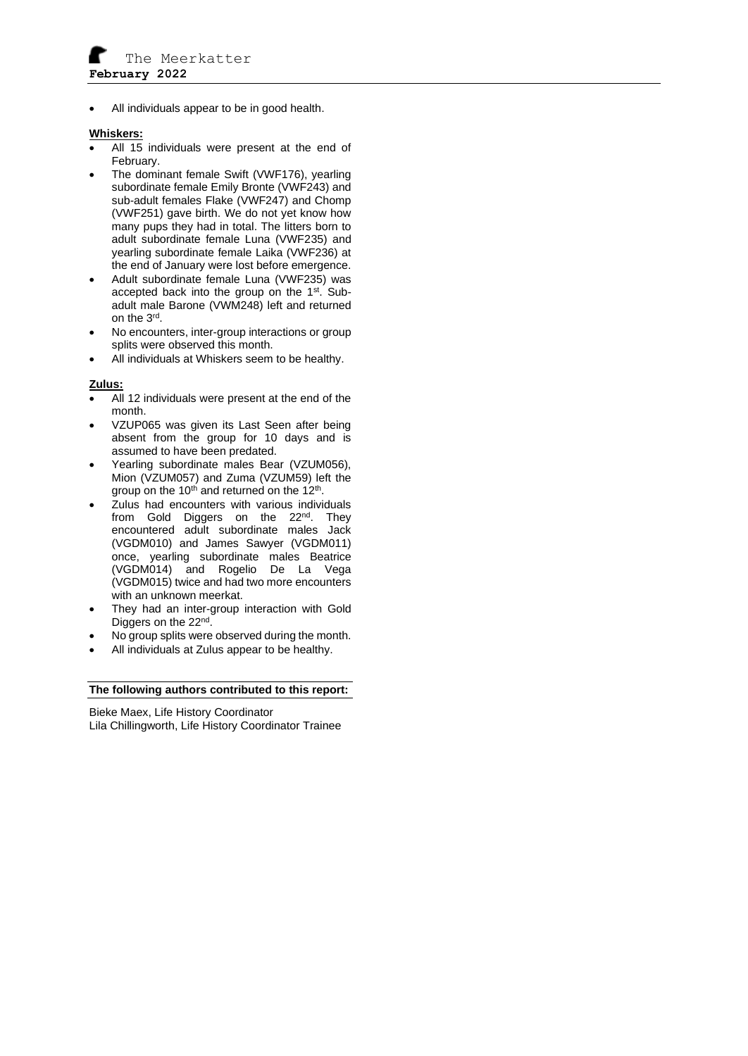- All individuals appear to be in good health.

**Whiskers:**

- All 15 individuals were present at the end of February.
- The dominant female Swift (VWF176), yearling subordinate female Emily Bronte (VWF243) and sub-adult females Flake (VWF247) and Chomp (VWF251) gave birth. We do not yet know how many pups they had in total. The litters born to adult subordinate female Luna (VWF235) and yearling subordinate female Laika (VWF236) at the end of January were lost before emergence.
- Adult subordinate female Luna (VWF235) was accepted back into the group on the 1st. Sub-adult male Barone (VWM248) left and returned on the 3rd.
- No encounters, inter-group interactions or group splits were observed this month.
- All individuals at Whiskers seem to be healthy.

**Zulus:**

- All 12 individuals were present at the end of the month.
- VZUP065 was given its Last Seen after being absent from the group for 10 days and is assumed to have been predated.
- Yearling subordinate males Bear (VZUM056), Mion (VZUM057) and Zuma (VZUM59) left the group on the 10th and returned on the 12th.
- Zulus had encounters with various individuals from Gold Diggers on the 22nd. They encountered adult subordinate males Jack (VGDM010) and James Sawyer (VGDM011) once, yearling subordinate males Beatrice (VGDM014) and Rogelio De La Vega (VGDM015) twice and had two more encounters with an unknown meerkat.
- They had an inter-group interaction with Gold Diggers on the 22nd.
- No group splits were observed during the month.
- All individuals at Zulus appear to be healthy.

**The following authors contributed to this report:**

Bieke Maex, Life History Coordinator
Lila Chillingworth, Life History Coordinator Trainee